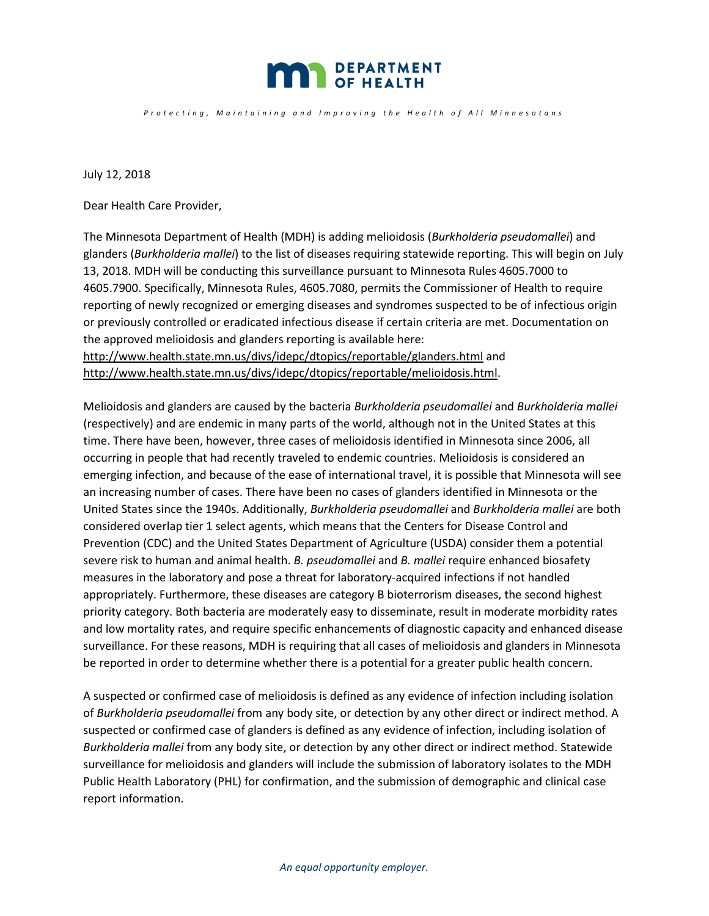**DEPARTMENT OF HEALTH**

*Protecting, Maintaining and Improving the Health of All Minnesotans*

July 12, 2018

Dear Health Care Provider,

The Minnesota Department of Health (MDH) is adding melioidosis (*Burkholderia pseudomallei*) and glanders (*Burkholderia mallei*) to the list of diseases requiring statewide reporting. This will begin on July 13, 2018. MDH will be conducting this surveillance pursuant to Minnesota Rules 4605.7000 to 4605.7900. Specifically, Minnesota Rules, 4605.7080, permits the Commissioner of Health to require reporting of newly recognized or emerging diseases and syndromes suspected to be of infectious origin or previously controlled or eradicated infectious disease if certain criteria are met. Documentation on the approved melioidosis and glanders reporting is available here: http://www.health.state.mn.us/divs/idepc/dtopics/reportable/glanders.html and http://www.health.state.mn.us/divs/idepc/dtopics/reportable/melioidosis.html.

Melioidosis and glanders are caused by the bacteria *Burkholderia pseudomallei* and *Burkholderia mallei* (respectively) and are endemic in many parts of the world, although not in the United States at this time. There have been, however, three cases of melioidosis identified in Minnesota since 2006, all occurring in people that had recently traveled to endemic countries. Melioidosis is considered an emerging infection, and because of the ease of international travel, it is possible that Minnesota will see an increasing number of cases. There have been no cases of glanders identified in Minnesota or the United States since the 1940s. Additionally, *Burkholderia pseudomallei* and *Burkholderia mallei* are both considered overlap tier 1 select agents, which means that the Centers for Disease Control and Prevention (CDC) and the United States Department of Agriculture (USDA) consider them a potential severe risk to human and animal health. *B. pseudomallei* and *B. mallei* require enhanced biosafety measures in the laboratory and pose a threat for laboratory-acquired infections if not handled appropriately. Furthermore, these diseases are category B bioterrorism diseases, the second highest priority category. Both bacteria are moderately easy to disseminate, result in moderate morbidity rates and low mortality rates, and require specific enhancements of diagnostic capacity and enhanced disease surveillance. For these reasons, MDH is requiring that all cases of melioidosis and glanders in Minnesota be reported in order to determine whether there is a potential for a greater public health concern.

A suspected or confirmed case of melioidosis is defined as any evidence of infection including isolation of *Burkholderia pseudomallei* from any body site, or detection by any other direct or indirect method. A suspected or confirmed case of glanders is defined as any evidence of infection, including isolation of *Burkholderia mallei* from any body site, or detection by any other direct or indirect method. Statewide surveillance for melioidosis and glanders will include the submission of laboratory isolates to the MDH Public Health Laboratory (PHL) for confirmation, and the submission of demographic and clinical case report information.

*An equal opportunity employer.*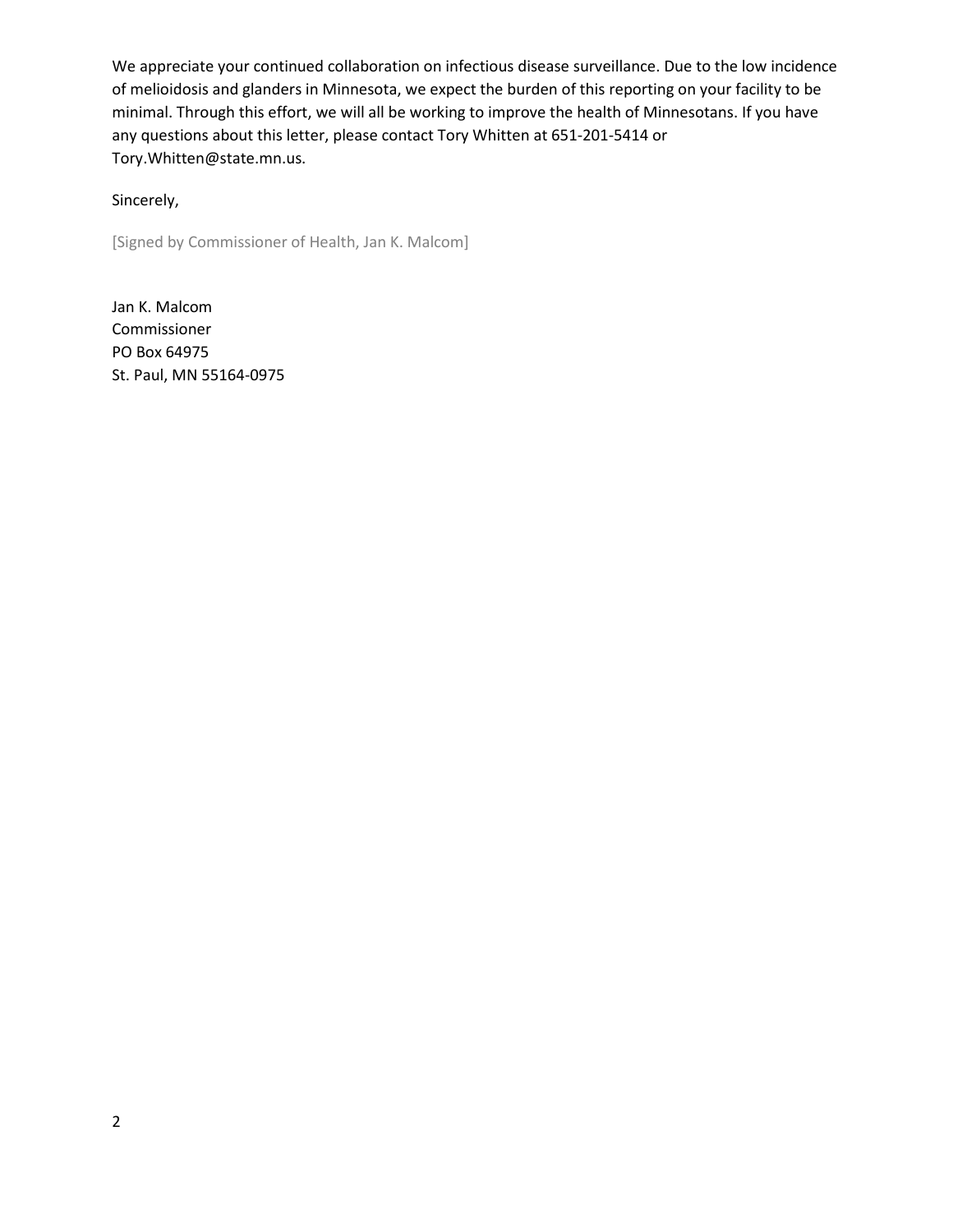We appreciate your continued collaboration on infectious disease surveillance. Due to the low incidence of melioidosis and glanders in Minnesota, we expect the burden of this reporting on your facility to be minimal. Through this effort, we will all be working to improve the health of Minnesotans. If you have any questions about this letter, please contact Tory Whitten at 651-201-5414 or Tory.Whitten@state.mn.us.

Sincerely,

[Signed by Commissioner of Health, Jan K. Malcom]

Jan K. Malcom
Commissioner
PO Box 64975
St. Paul, MN 55164-0975